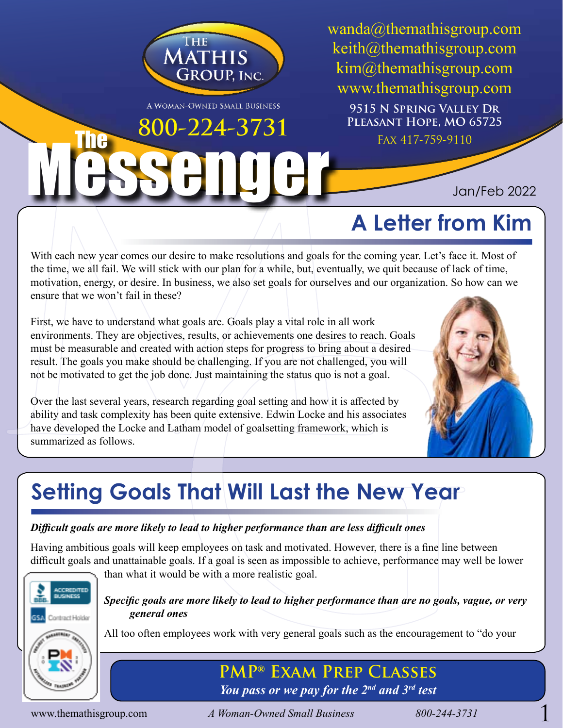# The Messenger

The Mathis Group, Inc.

A Woman-Owned Small Business

800-224-3731

wanda@themathisgroup.com
keith@themathisgroup.com
kim@themathisgroup.com
www.themathisgroup.com

9515 N Spring Valley Dr
Pleasant Hope, MO 65725
Fax 417-759-9110

Jan/Feb 2022

## A Letter from Kim

With each new year comes our desire to make resolutions and goals for the coming year. Let's face it. Most of the time, we all fail. We will stick with our plan for a while, but, eventually, we quit because of lack of time, motivation, energy, or desire. In business, we also set goals for ourselves and our organization. So how can we ensure that we won't fail in these?

First, we have to understand what goals are. Goals play a vital role in all work environments. They are objectives, results, or achievements one desires to reach. Goals must be measurable and created with action steps for progress to bring about a desired result. The goals you make should be challenging. If you are not challenged, you will not be motivated to get the job done. Just maintaining the status quo is not a goal.

Over the last several years, research regarding goal setting and how it is affected by ability and task complexity has been quite extensive. Edwin Locke and his associates have developed the Locke and Latham model of goalsetting framework, which is summarized as follows.

## Setting Goals That Will Last the New Year

***Difficult goals are more likely to lead to higher performance than are less difficult ones***

Having ambitious goals will keep employees on task and motivated. However, there is a fine line between difficult goals and unattainable goals. If a goal is seen as impossible to achieve, performance may well be lower than what it would be with a more realistic goal.

***Specific goals are more likely to lead to higher performance than are no goals, vague, or very general ones***

All too often employees work with very general goals such as the encouragement to "do your

**PMP® Exam Prep Classes**

*You pass or we pay for the 2nd and 3rd test*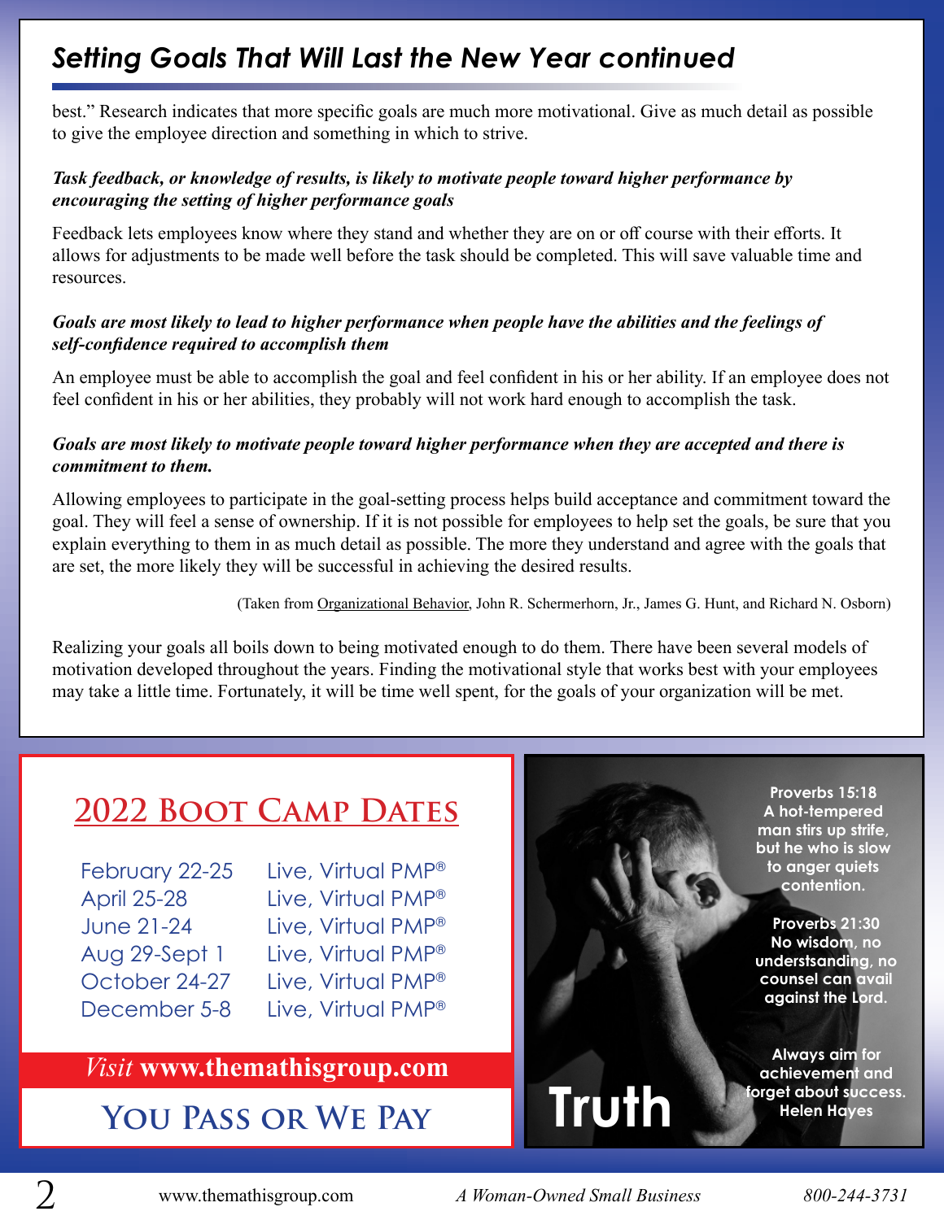## Setting Goals That Will Last the New Year continued

best." Research indicates that more specific goals are much more motivational. Give as much detail as possible to give the employee direction and something in which to strive.

***Task feedback, or knowledge of results, is likely to motivate people toward higher performance by encouraging the setting of higher performance goals***

Feedback lets employees know where they stand and whether they are on or off course with their efforts. It allows for adjustments to be made well before the task should be completed. This will save valuable time and resources.

***Goals are most likely to lead to higher performance when people have the abilities and the feelings of self-confidence required to accomplish them***

An employee must be able to accomplish the goal and feel confident in his or her ability. If an employee does not feel confident in his or her abilities, they probably will not work hard enough to accomplish the task.

***Goals are most likely to motivate people toward higher performance when they are accepted and there is commitment to them.***

Allowing employees to participate in the goal-setting process helps build acceptance and commitment toward the goal. They will feel a sense of ownership. If it is not possible for employees to help set the goals, be sure that you explain everything to them in as much detail as possible. The more they understand and agree with the goals that are set, the more likely they will be successful in achieving the desired results.

(Taken from Organizational Behavior, John R. Schermerhorn, Jr., James G. Hunt, and Richard N. Osborn)

Realizing your goals all boils down to being motivated enough to do them. There have been several models of motivation developed throughout the years. Finding the motivational style that works best with your employees may take a little time. Fortunately, it will be time well spent, for the goals of your organization will be met.

## 2022 Boot Camp Dates

| | |
|---|---|
| February 22-25 | Live, Virtual PMP® |
| April 25-28 | Live, Virtual PMP® |
| June 21-24 | Live, Virtual PMP® |
| Aug 29-Sept 1 | Live, Virtual PMP® |
| October 24-27 | Live, Virtual PMP® |
| December 5-8 | Live, Virtual PMP® |

*Visit* **www.themathisgroup.com**

**You Pass or We Pay**

**Truth**

**Proverbs 15:18**
**A hot-tempered man stirs up strife, but he who is slow to anger quiets contention.**

**Proverbs 21:30**
**No wisdom, no understsanding, no counsel can avail against the Lord.**

**Always aim for achievement and forget about success.**
**Helen Hayes**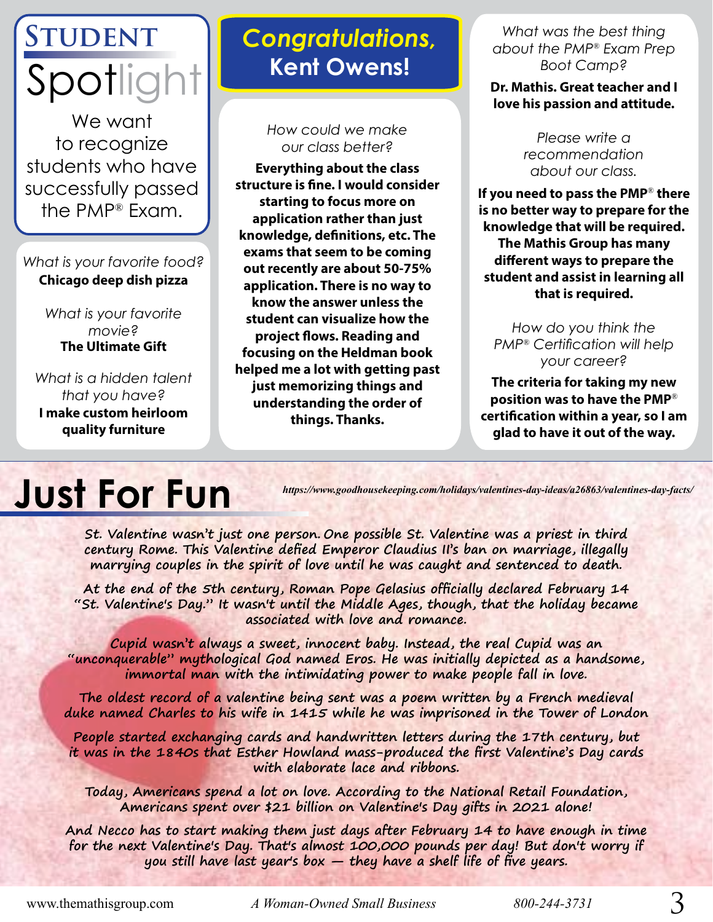# Student Spotlight

We want to recognize students who have successfully passed the PMP® Exam.

*What is your favorite food?*
**Chicago deep dish pizza**

*What is your favorite movie?*
**The Ultimate Gift**

*What is a hidden talent that you have?*
**I make custom heirloom quality furniture**

## Congratulations, Kent Owens!

*How could we make our class better?*

**Everything about the class structure is fine. I would consider starting to focus more on application rather than just knowledge, definitions, etc. The exams that seem to be coming out recently are about 50-75% application. There is no way to know the answer unless the student can visualize how the project flows. Reading and focusing on the Heldman book helped me a lot with getting past just memorizing things and understanding the order of things. Thanks.**

*What was the best thing about the PMP® Exam Prep Boot Camp?*

**Dr. Mathis. Great teacher and I love his passion and attitude.**

*Please write a recommendation about our class.*

**If you need to pass the PMP® there is no better way to prepare for the knowledge that will be required. The Mathis Group has many different ways to prepare the student and assist in learning all that is required.**

*How do you think the PMP® Certification will help your career?*

**The criteria for taking my new position was to have the PMP® certification within a year, so I am glad to have it out of the way.**

# Just For Fun

*https://www.goodhousekeeping.com/holidays/valentines-day-ideas/a26863/valentines-day-facts/*

St. Valentine wasn't just one person. One possible St. Valentine was a priest in third century Rome. This Valentine defied Emperor Claudius II's ban on marriage, illegally marrying couples in the spirit of love until he was caught and sentenced to death.

At the end of the 5th century, Roman Pope Gelasius officially declared February 14 "St. Valentine's Day." It wasn't until the Middle Ages, though, that the holiday became associated with love and romance.

Cupid wasn't always a sweet, innocent baby. Instead, the real Cupid was an "unconquerable" mythological God named Eros. He was initially depicted as a handsome, immortal man with the intimidating power to make people fall in love.

The oldest record of a valentine being sent was a poem written by a French medieval duke named Charles to his wife in 1415 while he was imprisoned in the Tower of London

People started exchanging cards and handwritten letters during the 17th century, but it was in the 1840s that Esther Howland mass-produced the first Valentine's Day cards with elaborate lace and ribbons.

Today, Americans spend a lot on love. According to the National Retail Foundation, Americans spent over $21 billion on Valentine's Day gifts in 2021 alone!

And Necco has to start making them just days after February 14 to have enough in time for the next Valentine's Day. That's almost 100,000 pounds per day! But don't worry if you still have last year's box — they have a shelf life of five years.

www.themathisgroup.com *A Woman-Owned Small Business* *800-244-3731*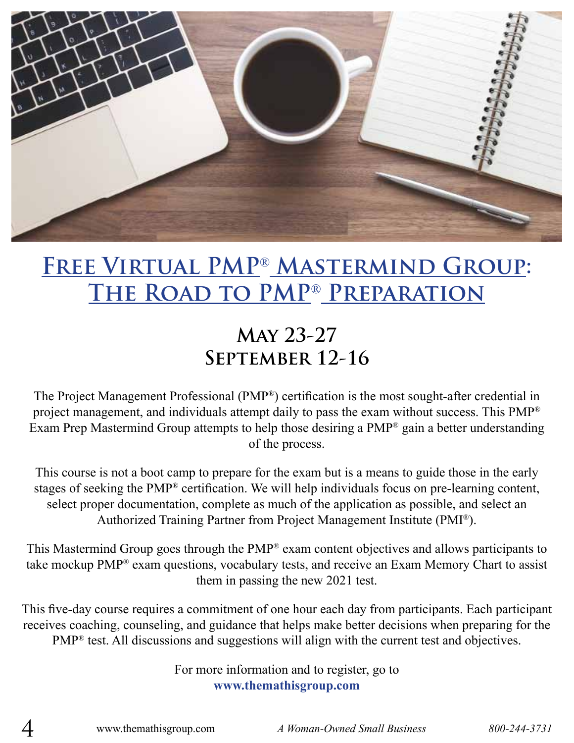# Free Virtual PMP® Mastermind Group: The Road to PMP® Preparation

## May 23-27
## September 12-16

The Project Management Professional (PMP®) certification is the most sought-after credential in project management, and individuals attempt daily to pass the exam without success. This PMP® Exam Prep Mastermind Group attempts to help those desiring a PMP® gain a better understanding of the process.

This course is not a boot camp to prepare for the exam but is a means to guide those in the early stages of seeking the PMP® certification. We will help individuals focus on pre-learning content, select proper documentation, complete as much of the application as possible, and select an Authorized Training Partner from Project Management Institute (PMI®).

This Mastermind Group goes through the PMP® exam content objectives and allows participants to take mockup PMP® exam questions, vocabulary tests, and receive an Exam Memory Chart to assist them in passing the new 2021 test.

This five-day course requires a commitment of one hour each day from participants. Each participant receives coaching, counseling, and guidance that helps make better decisions when preparing for the PMP® test. All discussions and suggestions will align with the current test and objectives.

For more information and to register, go to
**www.themathisgroup.com**

www.themathisgroup.com *A Woman-Owned Small Business* *800-244-3731*